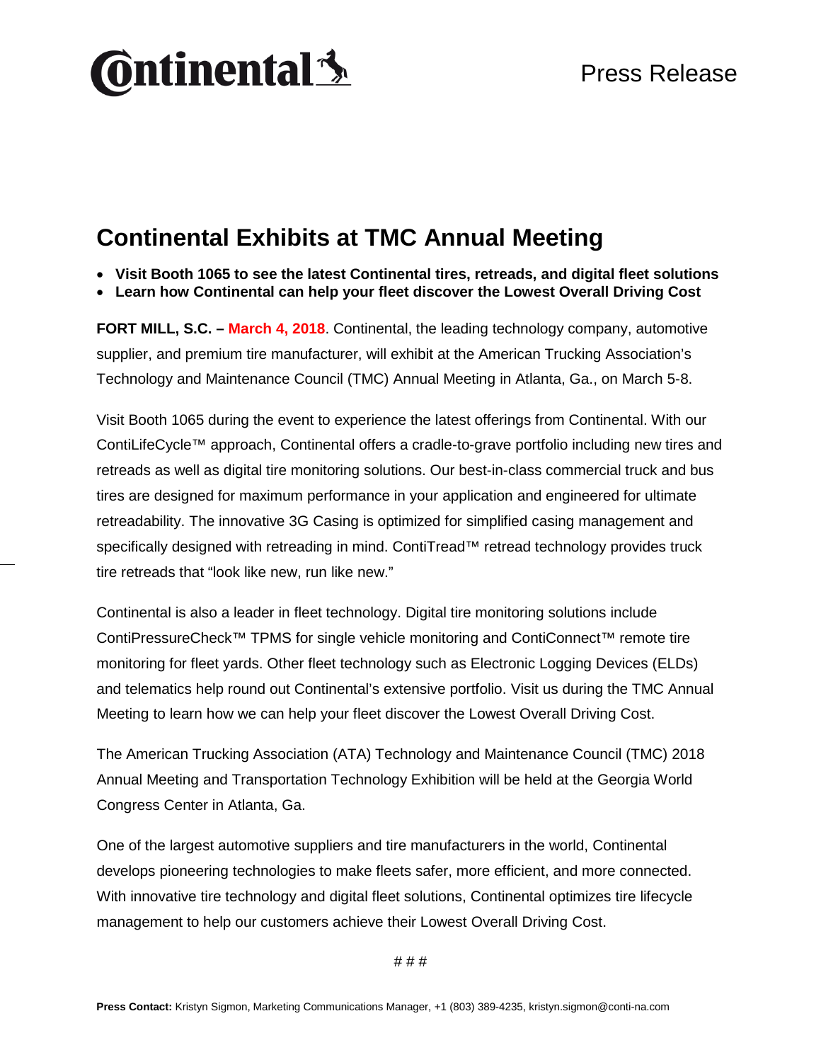Continental

Press Release

# Continental Exhibits at TMC Annual Meeting

- **Visit Booth 1065 to see the latest Continental tires, retreads, and digital fleet solutions**
- **Learn how Continental can help your fleet discover the Lowest Overall Driving Cost**

**FORT MILL, S.C. – March 4, 2018**. Continental, the leading technology company, automotive supplier, and premium tire manufacturer, will exhibit at the American Trucking Association's Technology and Maintenance Council (TMC) Annual Meeting in Atlanta, Ga., on March 5-8.

Visit Booth 1065 during the event to experience the latest offerings from Continental. With our ContiLifeCycle™ approach, Continental offers a cradle-to-grave portfolio including new tires and retreads as well as digital tire monitoring solutions. Our best-in-class commercial truck and bus tires are designed for maximum performance in your application and engineered for ultimate retreadability. The innovative 3G Casing is optimized for simplified casing management and specifically designed with retreading in mind. ContiTread™ retread technology provides truck tire retreads that "look like new, run like new."

Continental is also a leader in fleet technology. Digital tire monitoring solutions include ContiPressureCheck™ TPMS for single vehicle monitoring and ContiConnect™ remote tire monitoring for fleet yards. Other fleet technology such as Electronic Logging Devices (ELDs) and telematics help round out Continental's extensive portfolio. Visit us during the TMC Annual Meeting to learn how we can help your fleet discover the Lowest Overall Driving Cost.

The American Trucking Association (ATA) Technology and Maintenance Council (TMC) 2018 Annual Meeting and Transportation Technology Exhibition will be held at the Georgia World Congress Center in Atlanta, Ga.

One of the largest automotive suppliers and tire manufacturers in the world, Continental develops pioneering technologies to make fleets safer, more efficient, and more connected. With innovative tire technology and digital fleet solutions, Continental optimizes tire lifecycle management to help our customers achieve their Lowest Overall Driving Cost.

# # #

**Press Contact:** Kristyn Sigmon, Marketing Communications Manager, +1 (803) 389-4235, kristyn.sigmon@conti-na.com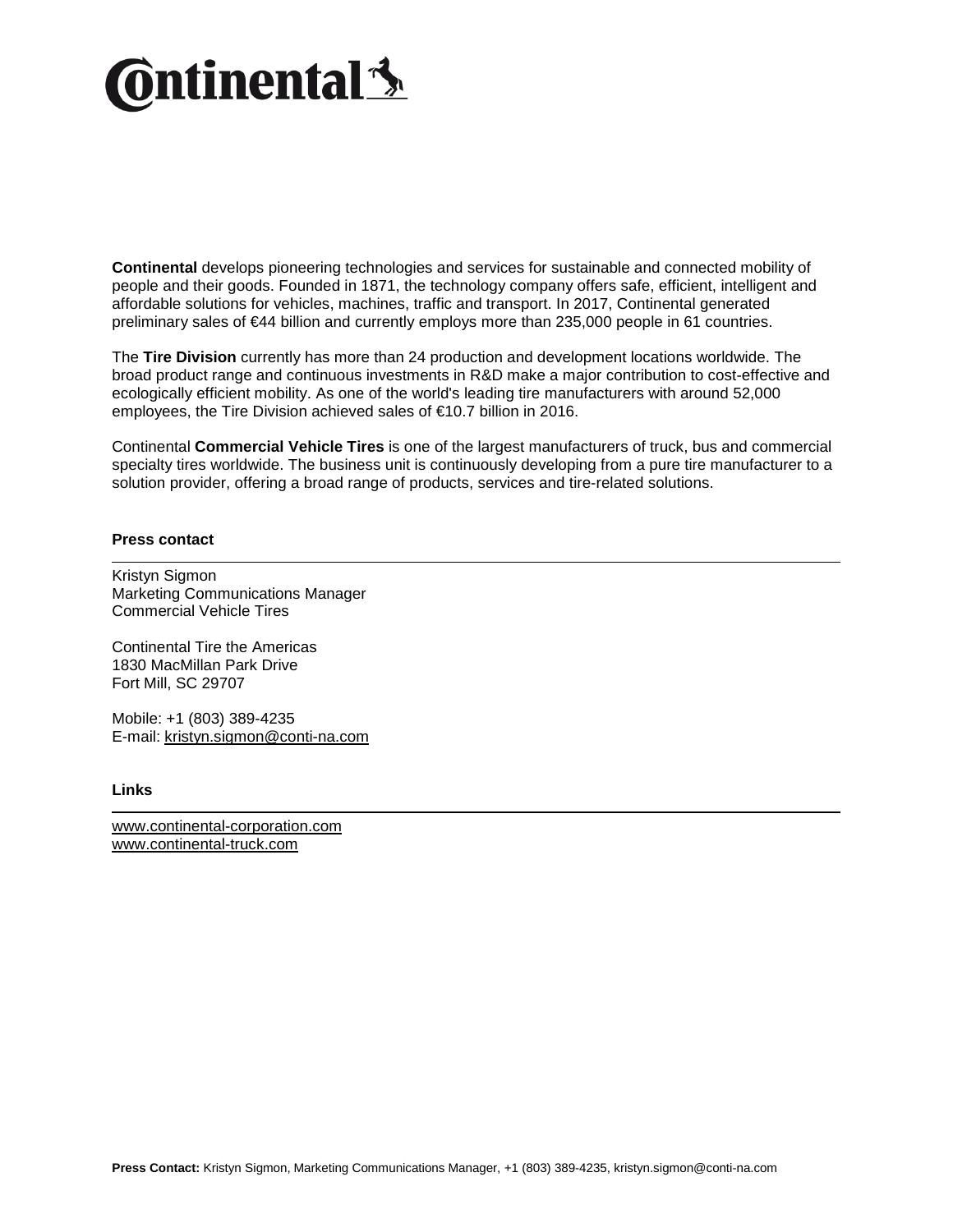**Continental** develops pioneering technologies and services for sustainable and connected mobility of people and their goods. Founded in 1871, the technology company offers safe, efficient, intelligent and affordable solutions for vehicles, machines, traffic and transport. In 2017, Continental generated preliminary sales of €44 billion and currently employs more than 235,000 people in 61 countries.

The **Tire Division** currently has more than 24 production and development locations worldwide. The broad product range and continuous investments in R&D make a major contribution to cost-effective and ecologically efficient mobility. As one of the world's leading tire manufacturers with around 52,000 employees, the Tire Division achieved sales of €10.7 billion in 2016.

Continental **Commercial Vehicle Tires** is one of the largest manufacturers of truck, bus and commercial specialty tires worldwide. The business unit is continuously developing from a pure tire manufacturer to a solution provider, offering a broad range of products, services and tire-related solutions.

**Press contact**

Kristyn Sigmon
Marketing Communications Manager
Commercial Vehicle Tires

Continental Tire the Americas
1830 MacMillan Park Drive
Fort Mill, SC 29707

Mobile: +1 (803) 389-4235
E-mail: kristyn.sigmon@conti-na.com

**Links**

www.continental-corporation.com
www.continental-truck.com